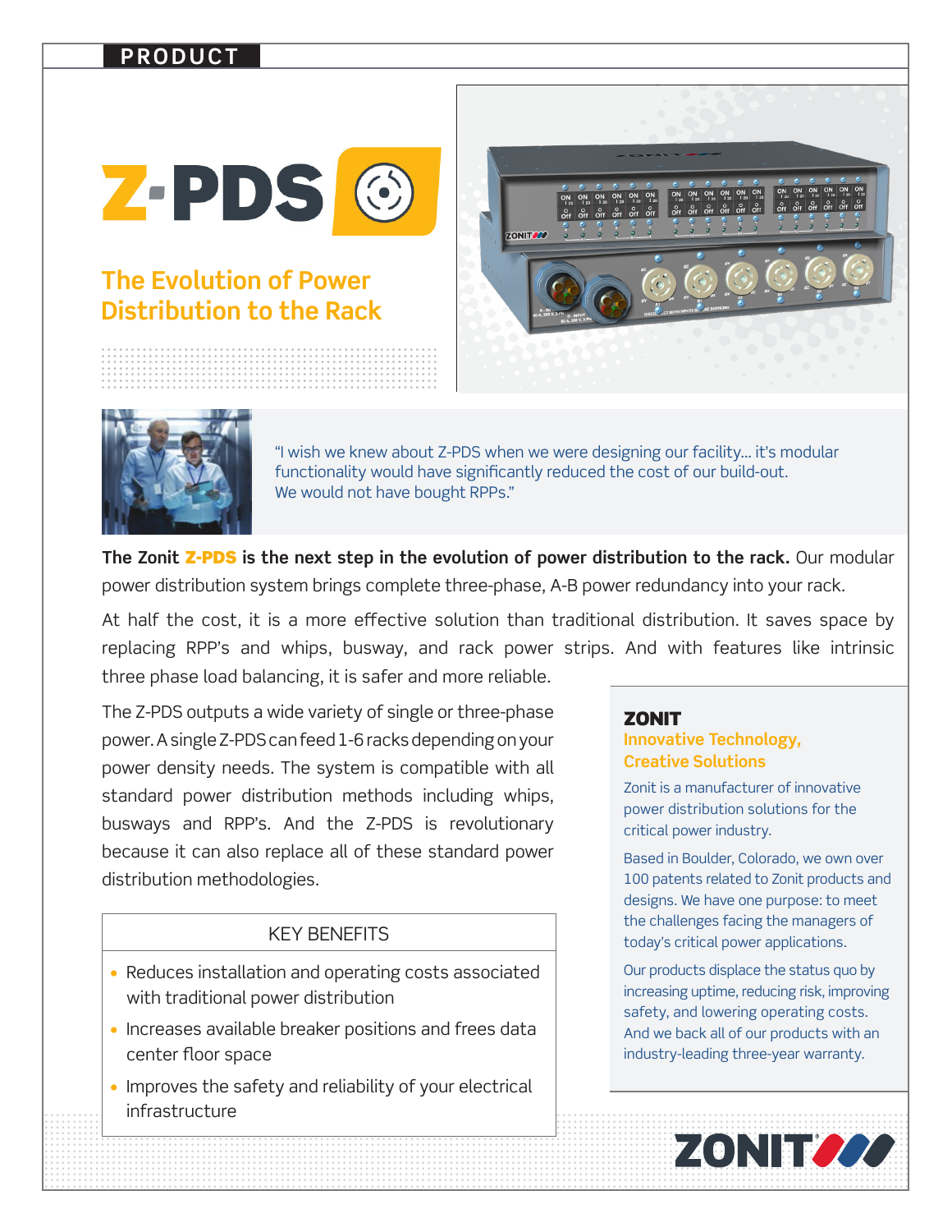PRODUCT

# Z-PDS

## The Evolution of Power Distribution to the Rack

"I wish we knew about Z-PDS when we were designing our facility... it's modular functionality would have significantly reduced the cost of our build-out. We would not have bought RPPs."

**The Zonit Z-PDS is the next step in the evolution of power distribution to the rack.** Our modular power distribution system brings complete three-phase, A-B power redundancy into your rack.

At half the cost, it is a more effective solution than traditional distribution. It saves space by replacing RPP's and whips, busway, and rack power strips. And with features like intrinsic three phase load balancing, it is safer and more reliable.

The Z-PDS outputs a wide variety of single or three-phase power. A single Z-PDS can feed 1-6 racks depending on your power density needs. The system is compatible with all standard power distribution methods including whips, busways and RPP's. And the Z-PDS is revolutionary because it can also replace all of these standard power distribution methodologies.

### KEY BENEFITS

- Reduces installation and operating costs associated with traditional power distribution
- Increases available breaker positions and frees data center floor space
- Improves the safety and reliability of your electrical infrastructure

### ZONIT

**Innovative Technology, Creative Solutions**

Zonit is a manufacturer of innovative power distribution solutions for the critical power industry.

Based in Boulder, Colorado, we own over 100 patents related to Zonit products and designs. We have one purpose: to meet the challenges facing the managers of today's critical power applications.

Our products displace the status quo by increasing uptime, reducing risk, improving safety, and lowering operating costs. And we back all of our products with an industry-leading three-year warranty.

ZONIT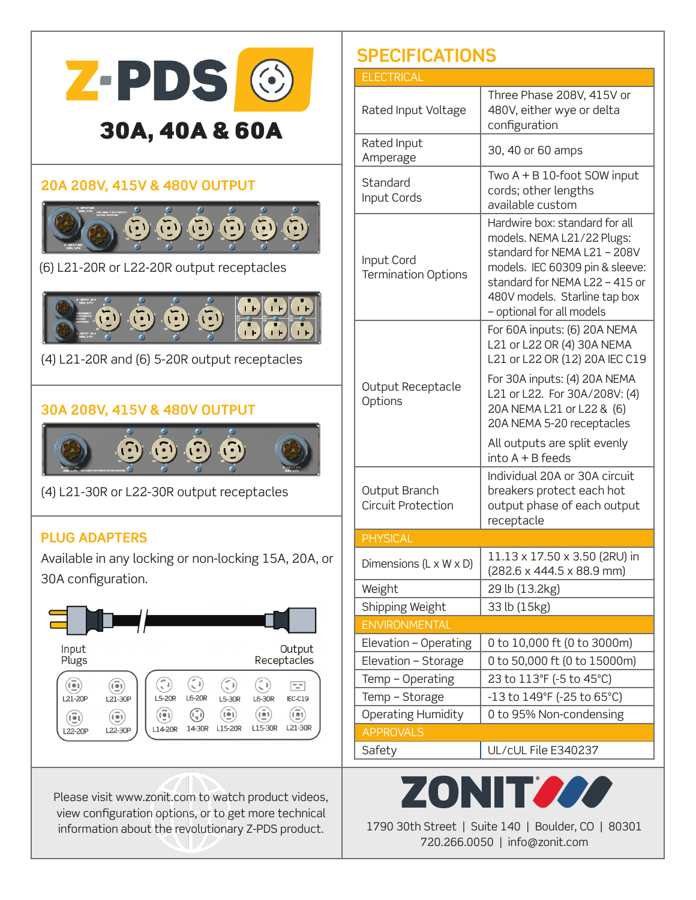# Z-PDS

## 30A, 40A & 60A

### 20A 208V, 415V & 480V OUTPUT

(6) L21-20R or L22-20R output receptacles

(4) L21-20R and (6) 5-20R output receptacles

### 30A 208V, 415V & 480V OUTPUT

(4) L21-30R or L22-30R output receptacles

### PLUG ADAPTERS

Available in any locking or non-locking 15A, 20A, or 30A configuration.

Input Plugs

L21-20P
L21-30P
L22-20P
L22-30P

Output Receptacles

L5-20R
L6-20R
L5-30R
L6-30R
IEC-C19
L14-20R
14-30R
L15-20R
L15-30R
L21-30R

Please visit www.zonit.com to watch product videos, view configuration options, or to get more technical information about the revolutionary Z-PDS product.

## SPECIFICATIONS

| | |
|---|---|
| **ELECTRICAL** | |
| Rated Input Voltage | Three Phase 208V, 415V or 480V, either wye or delta configuration |
| Rated Input Amperage | 30, 40 or 60 amps |
| Standard Input Cords | Two A + B 10-foot SOW input cords; other lengths available custom |
| Input Cord Termination Options | Hardwire box: standard for all models. NEMA L21/22 Plugs: standard for NEMA L21 – 208V models. IEC 60309 pin & sleeve: standard for NEMA L22 – 415 or 480V models. Starline tap box – optional for all models |
| Output Receptacle Options | For 60A inputs: (6) 20A NEMA L21 or L22 OR (4) 30A NEMA L21 or L22 OR (12) 20A IEC C19<br>For 30A inputs: (4) 20A NEMA L21 or L22. For 30A/208V: (4) 20A NEMA L21 or L22 & (6) 20A NEMA 5-20 receptacles<br>All outputs are split evenly into A + B feeds |
| Output Branch Circuit Protection | Individual 20A or 30A circuit breakers protect each hot output phase of each output receptacle |
| **PHYSICAL** | |
| Dimensions (L x W x D) | 11.13 x 17.50 x 3.50 (2RU) in (282.6 x 444.5 x 88.9 mm) |
| Weight | 29 lb (13.2kg) |
| Shipping Weight | 33 lb (15kg) |
| **ENVIRONMENTAL** | |
| Elevation – Operating | 0 to 10,000 ft (0 to 3000m) |
| Elevation – Storage | 0 to 50,000 ft (0 to 15000m) |
| Temp – Operating | 23 to 113°F (-5 to 45°C) |
| Temp – Storage | -13 to 149°F (-25 to 65°C) |
| Operating Humidity | 0 to 95% Non-condensing |
| **APPROVALS** | |
| Safety | UL/cUL File E340237 |

ZONIT

1790 30th Street | Suite 140 | Boulder, CO | 80301
720.266.0050 | info@zonit.com